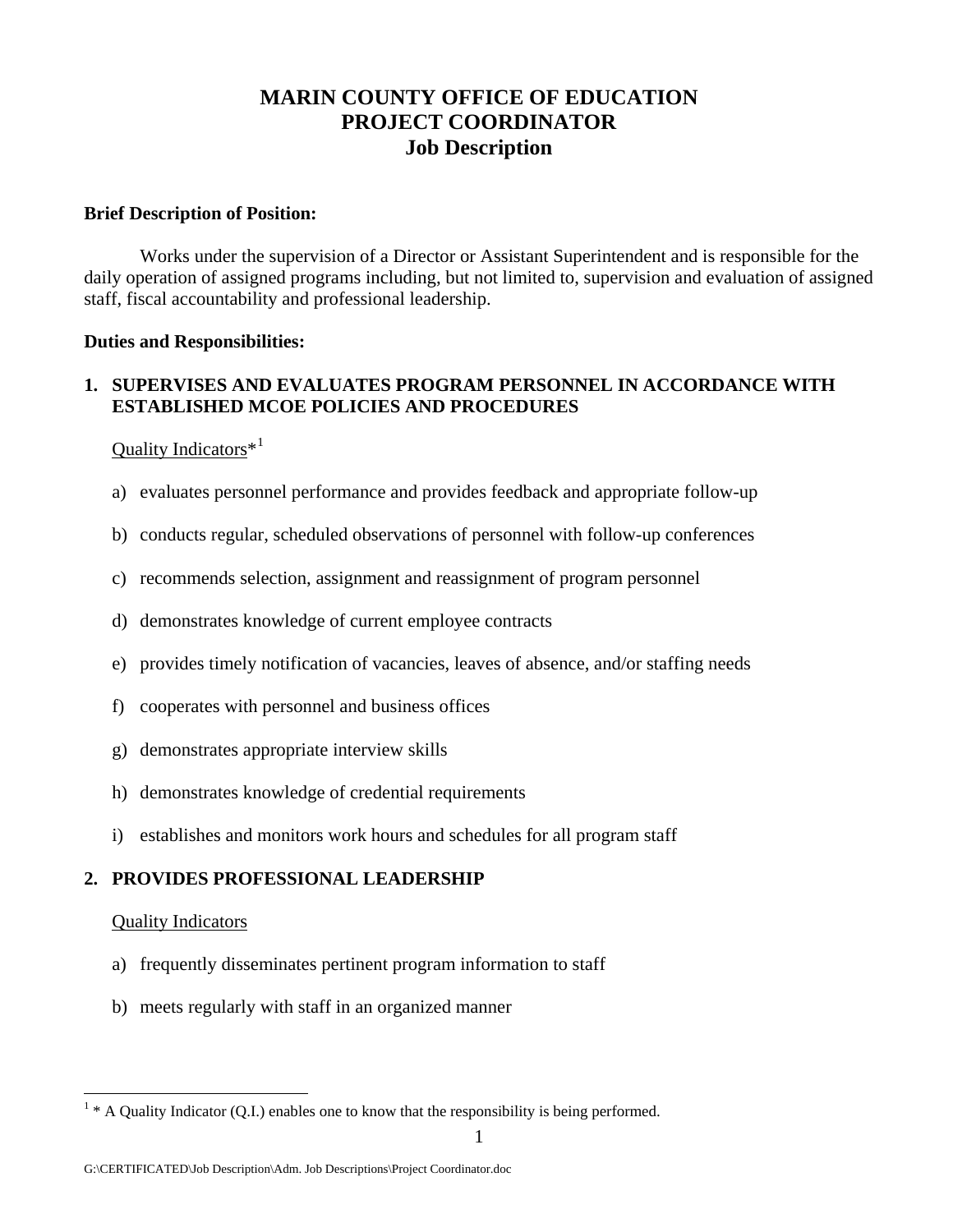# MARIN COUNTY OFFICE OF EDUCATION
# PROJECT COORDINATOR
## Job Description

**Brief Description of Position:**

Works under the supervision of a Director or Assistant Superintendent and is responsible for the daily operation of assigned programs including, but not limited to, supervision and evaluation of assigned staff, fiscal accountability and professional leadership.

**Duties and Responsibilities:**

**1. SUPERVISES AND EVALUATES PROGRAM PERSONNEL IN ACCORDANCE WITH ESTABLISHED MCOE POLICIES AND PROCEDURES**

Quality Indicators*[1]

a) evaluates personnel performance and provides feedback and appropriate follow-up

b) conducts regular, scheduled observations of personnel with follow-up conferences

c) recommends selection, assignment and reassignment of program personnel

d) demonstrates knowledge of current employee contracts

e) provides timely notification of vacancies, leaves of absence, and/or staffing needs

f) cooperates with personnel and business offices

g) demonstrates appropriate interview skills

h) demonstrates knowledge of credential requirements

i) establishes and monitors work hours and schedules for all program staff

**2. PROVIDES PROFESSIONAL LEADERSHIP**

Quality Indicators

a) frequently disseminates pertinent program information to staff

b) meets regularly with staff in an organized manner

---

[1] * A Quality Indicator (Q.I.) enables one to know that the responsibility is being performed.

G:\CERTIFICATED\Job Description\Adm. Job Descriptions\Project Coordinator.doc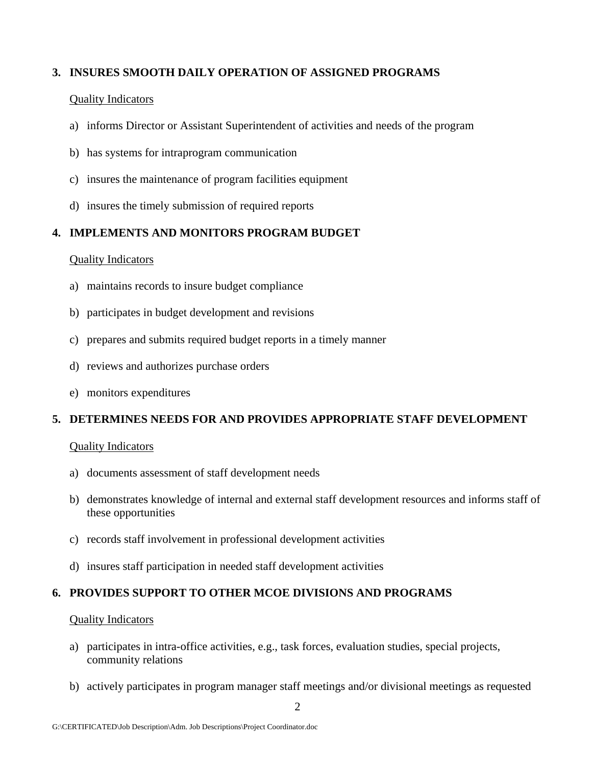**3. INSURES SMOOTH DAILY OPERATION OF ASSIGNED PROGRAMS**

Quality Indicators

a) informs Director or Assistant Superintendent of activities and needs of the program

b) has systems for intraprogram communication

c) insures the maintenance of program facilities equipment

d) insures the timely submission of required reports

**4. IMPLEMENTS AND MONITORS PROGRAM BUDGET**

Quality Indicators

a) maintains records to insure budget compliance

b) participates in budget development and revisions

c) prepares and submits required budget reports in a timely manner

d) reviews and authorizes purchase orders

e) monitors expenditures

**5. DETERMINES NEEDS FOR AND PROVIDES APPROPRIATE STAFF DEVELOPMENT**

Quality Indicators

a) documents assessment of staff development needs

b) demonstrates knowledge of internal and external staff development resources and informs staff of these opportunities

c) records staff involvement in professional development activities

d) insures staff participation in needed staff development activities

**6. PROVIDES SUPPORT TO OTHER MCOE DIVISIONS AND PROGRAMS**

Quality Indicators

a) participates in intra-office activities, e.g., task forces, evaluation studies, special projects, community relations

b) actively participates in program manager staff meetings and/or divisional meetings as requested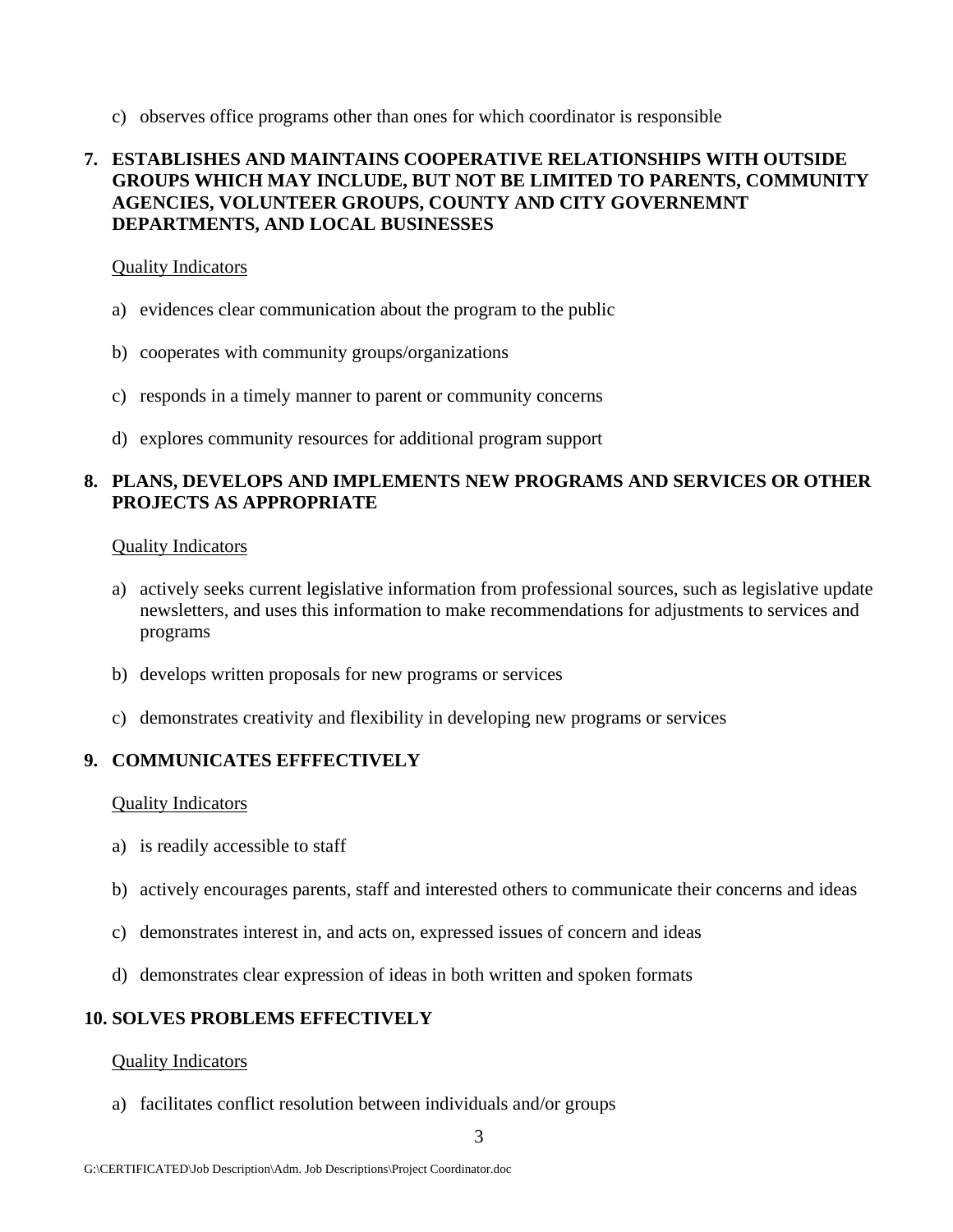c) observes office programs other than ones for which coordinator is responsible

**7. ESTABLISHES AND MAINTAINS COOPERATIVE RELATIONSHIPS WITH OUTSIDE GROUPS WHICH MAY INCLUDE, BUT NOT BE LIMITED TO PARENTS, COMMUNITY AGENCIES, VOLUNTEER GROUPS, COUNTY AND CITY GOVERNEMNT DEPARTMENTS, AND LOCAL BUSINESSES**

Quality Indicators

a) evidences clear communication about the program to the public

b) cooperates with community groups/organizations

c) responds in a timely manner to parent or community concerns

d) explores community resources for additional program support

**8. PLANS, DEVELOPS AND IMPLEMENTS NEW PROGRAMS AND SERVICES OR OTHER PROJECTS AS APPROPRIATE**

Quality Indicators

a) actively seeks current legislative information from professional sources, such as legislative update newsletters, and uses this information to make recommendations for adjustments to services and programs

b) develops written proposals for new programs or services

c) demonstrates creativity and flexibility in developing new programs or services

**9. COMMUNICATES EFFFECTIVELY**

Quality Indicators

a) is readily accessible to staff

b) actively encourages parents, staff and interested others to communicate their concerns and ideas

c) demonstrates interest in, and acts on, expressed issues of concern and ideas

d) demonstrates clear expression of ideas in both written and spoken formats

**10. SOLVES PROBLEMS EFFECTIVELY**

Quality Indicators

a) facilitates conflict resolution between individuals and/or groups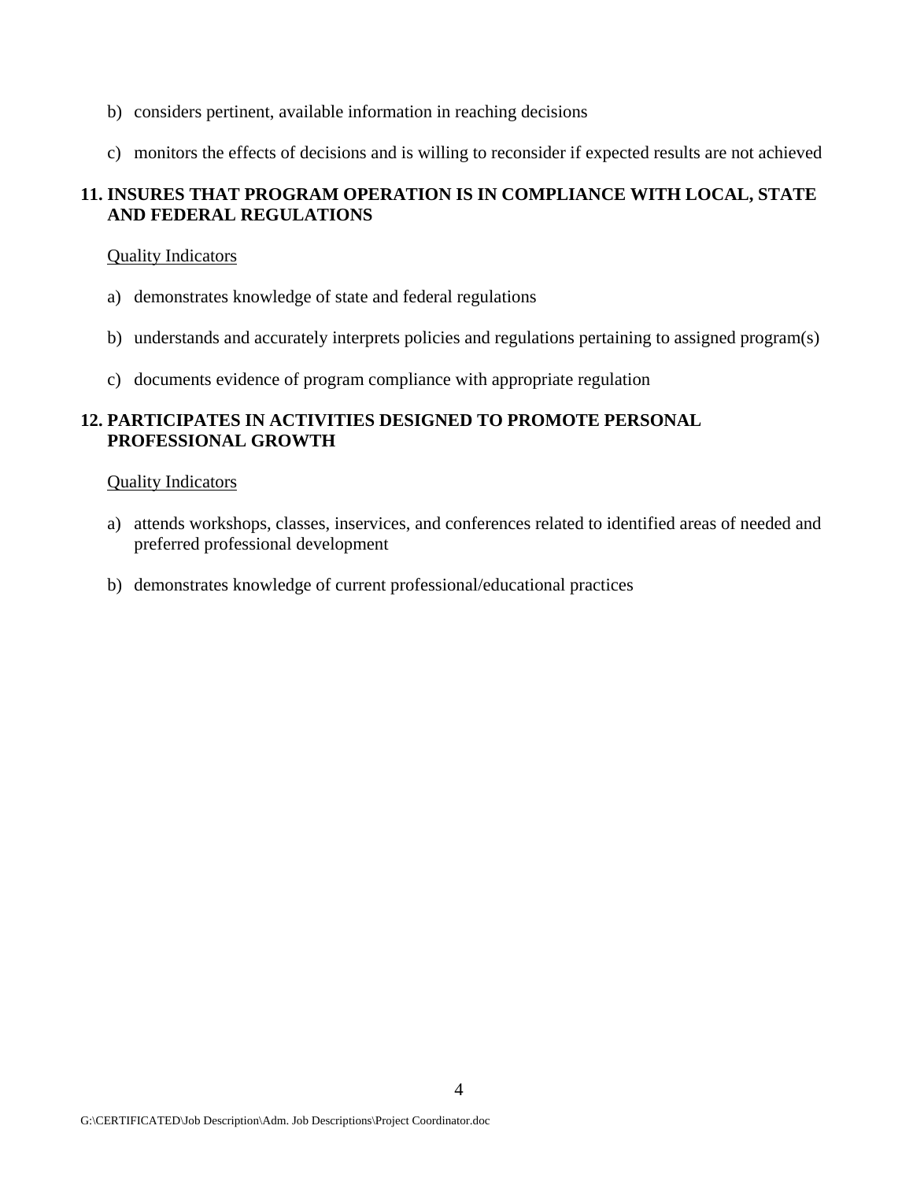b) considers pertinent, available information in reaching decisions

c) monitors the effects of decisions and is willing to reconsider if expected results are not achieved

**11. INSURES THAT PROGRAM OPERATION IS IN COMPLIANCE WITH LOCAL, STATE AND FEDERAL REGULATIONS**

<u>Quality Indicators</u>

a) demonstrates knowledge of state and federal regulations

b) understands and accurately interprets policies and regulations pertaining to assigned program(s)

c) documents evidence of program compliance with appropriate regulation

**12. PARTICIPATES IN ACTIVITIES DESIGNED TO PROMOTE PERSONAL PROFESSIONAL GROWTH**

<u>Quality Indicators</u>

a) attends workshops, classes, inservices, and conferences related to identified areas of needed and preferred professional development

b) demonstrates knowledge of current professional/educational practices